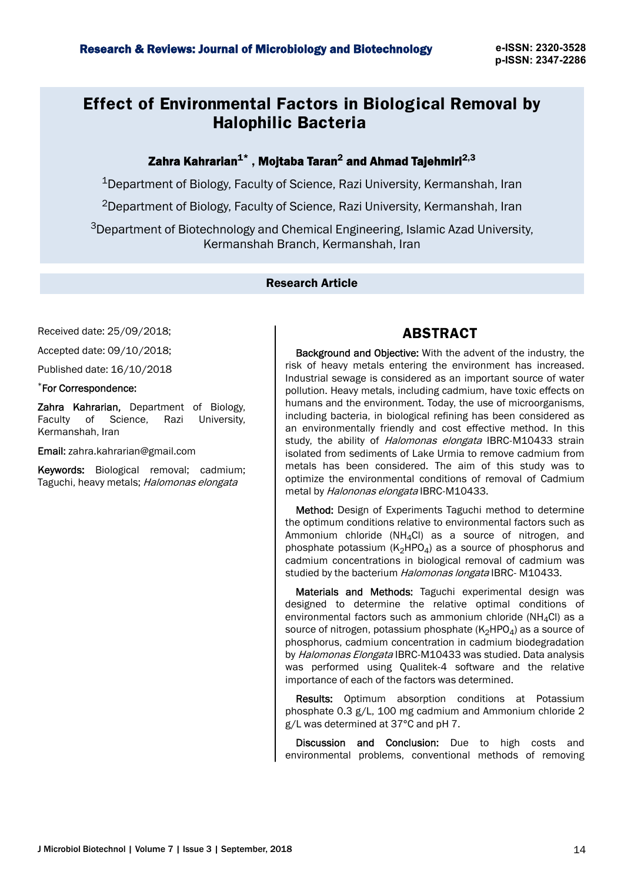# Effect of Environmental Factors in Biological Removal by Halophilic Bacteria

**Zahra Kahrarian[1*], Mojtaba Taran[2] and Ahmad Tajehmiri[2,3]**

[1]Department of Biology, Faculty of Science, Razi University, Kermanshah, Iran

[2]Department of Biology, Faculty of Science, Razi University, Kermanshah, Iran

[3]Department of Biotechnology and Chemical Engineering, Islamic Azad University, Kermanshah Branch, Kermanshah, Iran

**Research Article**

Received date: 25/09/2018;

Accepted date: 09/10/2018;

Published date: 16/10/2018

*For Correspondence:

Zahra Kahrarian, Department of Biology, Faculty of Science, Razi University, Kermanshah, Iran

Email: zahra.kahrarian@gmail.com

Keywords: Biological removal; cadmium; Taguchi, heavy metals; *Halomonas elongata*

## ABSTRACT

Background and Objective: With the advent of the industry, the risk of heavy metals entering the environment has increased. Industrial sewage is considered as an important source of water pollution. Heavy metals, including cadmium, have toxic effects on humans and the environment. Today, the use of microorganisms, including bacteria, in biological refining has been considered as an environmentally friendly and cost effective method. In this study, the ability of *Halomonas elongata* IBRC-M10433 strain isolated from sediments of Lake Urmia to remove cadmium from metals has been considered. The aim of this study was to optimize the environmental conditions of removal of Cadmium metal by *Halonomas elongata* IBRC-M10433.

Method: Design of Experiments Taguchi method to determine the optimum conditions relative to environmental factors such as Ammonium chloride ($NH_4Cl$) as a source of nitrogen, and phosphate potassium ($K_2HPO_4$) as a source of phosphorus and cadmium concentrations in biological removal of cadmium was studied by the bacterium *Halomonas longata* IBRC- M10433.

Materials and Methods: Taguchi experimental design was designed to determine the relative optimal conditions of environmental factors such as ammonium chloride ($NH_4Cl$) as a source of nitrogen, potassium phosphate ($K_2HPO_4$) as a source of phosphorus, cadmium concentration in cadmium biodegradation by *Halomonas Elongata* IBRC-M10433 was studied. Data analysis was performed using Qualitek-4 software and the relative importance of each of the factors was determined.

Results: Optimum absorption conditions at Potassium phosphate 0.3 g/L, 100 mg cadmium and Ammonium chloride 2 g/L was determined at 37°C and pH 7.

Discussion and Conclusion: Due to high costs and environmental problems, conventional methods of removing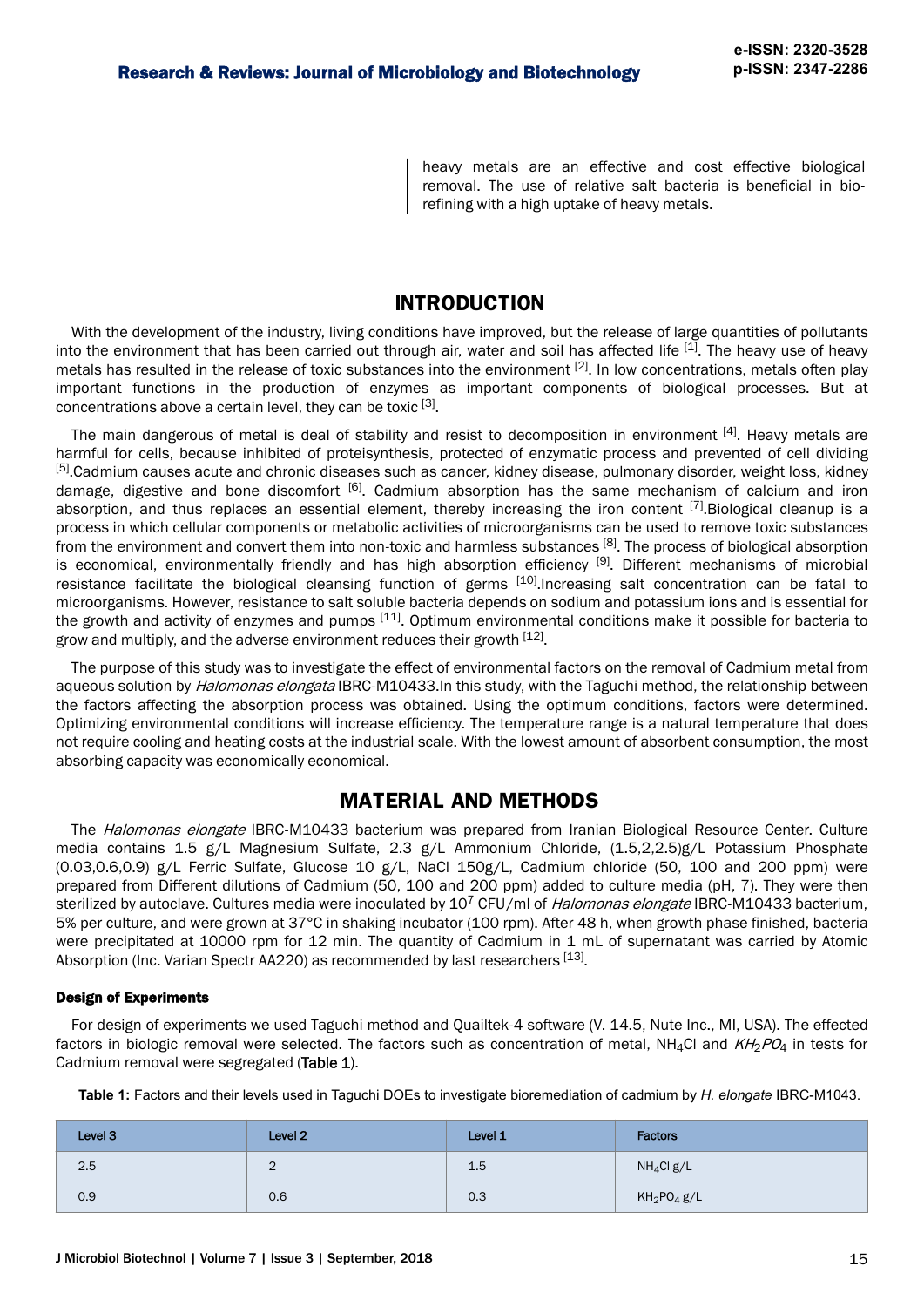heavy metals are an effective and cost effective biological removal. The use of relative salt bacteria is beneficial in bio-refining with a high uptake of heavy metals.

## INTRODUCTION

With the development of the industry, living conditions have improved, but the release of large quantities of pollutants into the environment that has been carried out through air, water and soil has affected life [1]. The heavy use of heavy metals has resulted in the release of toxic substances into the environment [2]. In low concentrations, metals often play important functions in the production of enzymes as important components of biological processes. But at concentrations above a certain level, they can be toxic [3].

The main dangerous of metal is deal of stability and resist to decomposition in environment [4]. Heavy metals are harmful for cells, because inhibited of proteisynthesis, protected of enzymatic process and prevented of cell dividing [5].Cadmium causes acute and chronic diseases such as cancer, kidney disease, pulmonary disorder, weight loss, kidney damage, digestive and bone discomfort [6]. Cadmium absorption has the same mechanism of calcium and iron absorption, and thus replaces an essential element, thereby increasing the iron content [7].Biological cleanup is a process in which cellular components or metabolic activities of microorganisms can be used to remove toxic substances from the environment and convert them into non-toxic and harmless substances [8]. The process of biological absorption is economical, environmentally friendly and has high absorption efficiency [9]. Different mechanisms of microbial resistance facilitate the biological cleansing function of germs [10].Increasing salt concentration can be fatal to microorganisms. However, resistance to salt soluble bacteria depends on sodium and potassium ions and is essential for the growth and activity of enzymes and pumps [11]. Optimum environmental conditions make it possible for bacteria to grow and multiply, and the adverse environment reduces their growth [12].

The purpose of this study was to investigate the effect of environmental factors on the removal of Cadmium metal from aqueous solution by *Halomonas elongata* IBRC-M10433.In this study, with the Taguchi method, the relationship between the factors affecting the absorption process was obtained. Using the optimum conditions, factors were determined. Optimizing environmental conditions will increase efficiency. The temperature range is a natural temperature that does not require cooling and heating costs at the industrial scale. With the lowest amount of absorbent consumption, the most absorbing capacity was economically economical.

## MATERIAL AND METHODS

The *Halomonas elongate* IBRC-M10433 bacterium was prepared from Iranian Biological Resource Center. Culture media contains 1.5 g/L Magnesium Sulfate, 2.3 g/L Ammonium Chloride, (1.5,2,2.5)g/L Potassium Phosphate (0.03,0.6,0.9) g/L Ferric Sulfate, Glucose 10 g/L, NaCl 150g/L, Cadmium chloride (50, 100 and 200 ppm) were prepared from Different dilutions of Cadmium (50, 100 and 200 ppm) added to culture media (pH, 7). They were then sterilized by autoclave. Cultures media were inoculated by $10^7$ CFU/ml of *Halomonas elongate* IBRC-M10433 bacterium, 5% per culture, and were grown at 37°C in shaking incubator (100 rpm). After 48 h, when growth phase finished, bacteria were precipitated at 10000 rpm for 12 min. The quantity of Cadmium in 1 mL of supernatant was carried by Atomic Absorption (Inc. Varian Spectr AA220) as recommended by last researchers [13].

### Design of Experiments

For design of experiments we used Taguchi method and Quailtek-4 software (V. 14.5, Nute Inc., MI, USA). The effected factors in biologic removal were selected. The factors such as concentration of metal, $NH_4Cl$ and $KH_2PO_4$ in tests for Cadmium removal were segregated (Table 1).

**Table 1:** Factors and their levels used in Taguchi DOEs to investigate bioremediation of cadmium by *H. elongate* IBRC-M1043.

| Level 3 | Level 2 | Level 1 | Factors |
|---|---|---|---|
| 2.5 | 2 | 1.5 | $NH_4Cl$ g/L |
| 0.9 | 0.6 | 0.3 | $KH_2PO_4$ g/L |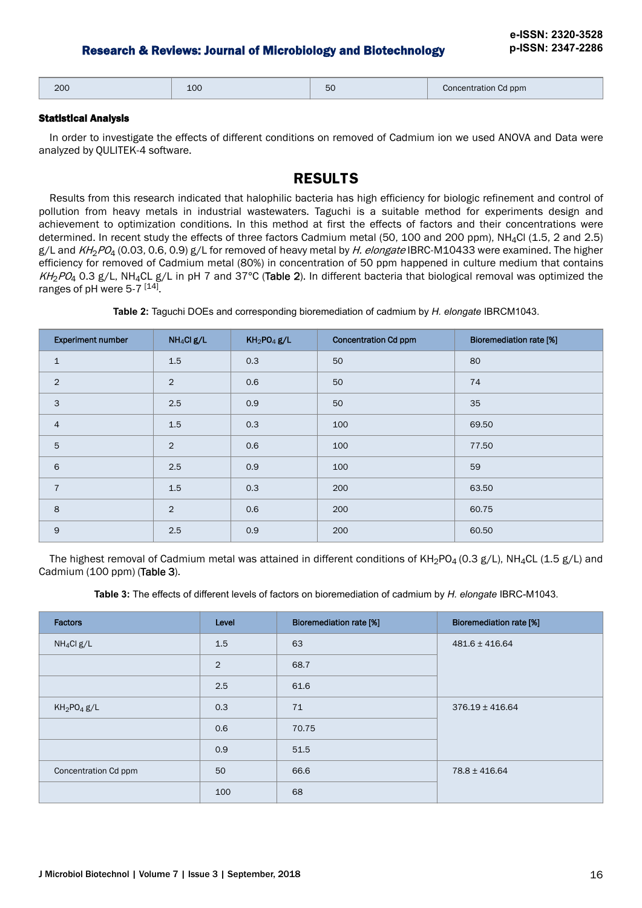| 200 | 100 | 50 | Concentration Cd ppm |
|---|---|---|---|

#### Statistical Analysis

In order to investigate the effects of different conditions on removed of Cadmium ion we used ANOVA and Data were analyzed by QULITEK-4 software.

## RESULTS

Results from this research indicated that halophilic bacteria has high efficiency for biologic refinement and control of pollution from heavy metals in industrial wastewaters. Taguchi is a suitable method for experiments design and achievement to optimization conditions. In this method at first the effects of factors and their concentrations were determined. In recent study the effects of three factors Cadmium metal (50, 100 and 200 ppm), $NH_4Cl$ (1.5, 2 and 2.5) g/L and $KH_2PO_4$ (0.03, 0.6, 0.9) g/L for removed of heavy metal by *H. elongate* IBRC-M10433 were examined. The higher efficiency for removed of Cadmium metal (80%) in concentration of 50 ppm happened in culture medium that contains $KH_2PO_4$ 0.3 g/L, $NH_4CL$ g/L in pH 7 and 37°C (Table 2). In different bacteria that biological removal was optimized the ranges of pH were 5-7 [14].

**Table 2:** Taguchi DOEs and corresponding bioremediation of cadmium by *H. elongate* IBRCM1043.

| Experiment number | $NH_4Cl$ g/L | $KH_2PO_4$ g/L | Concentration Cd ppm | Bioremediation rate [%] |
|---|---|---|---|---|
| 1 | 1.5 | 0.3 | 50 | 80 |
| 2 | 2 | 0.6 | 50 | 74 |
| 3 | 2.5 | 0.9 | 50 | 35 |
| 4 | 1.5 | 0.3 | 100 | 69.50 |
| 5 | 2 | 0.6 | 100 | 77.50 |
| 6 | 2.5 | 0.9 | 100 | 59 |
| 7 | 1.5 | 0.3 | 200 | 63.50 |
| 8 | 2 | 0.6 | 200 | 60.75 |
| 9 | 2.5 | 0.9 | 200 | 60.50 |

The highest removal of Cadmium metal was attained in different conditions of $KH_2PO_4$ (0.3 g/L), $NH_4CL$ (1.5 g/L) and Cadmium (100 ppm) (Table 3).

**Table 3:** The effects of different levels of factors on bioremediation of cadmium by *H. elongate* IBRC-M1043.

| Factors | Level | Bioremediation rate [%] | Bioremediation rate [%] |
|---|---|---|---|
| $NH_4Cl$ g/L | 1.5 | 63 | 481.6 ± 416.64 |
| | 2 | 68.7 | |
| | 2.5 | 61.6 | |
| $KH_2PO_4$ g/L | 0.3 | 71 | 376.19 ± 416.64 |
| | 0.6 | 70.75 | |
| | 0.9 | 51.5 | |
| Concentration Cd ppm | 50 | 66.6 | 78.8 ± 416.64 |
| | 100 | 68 | |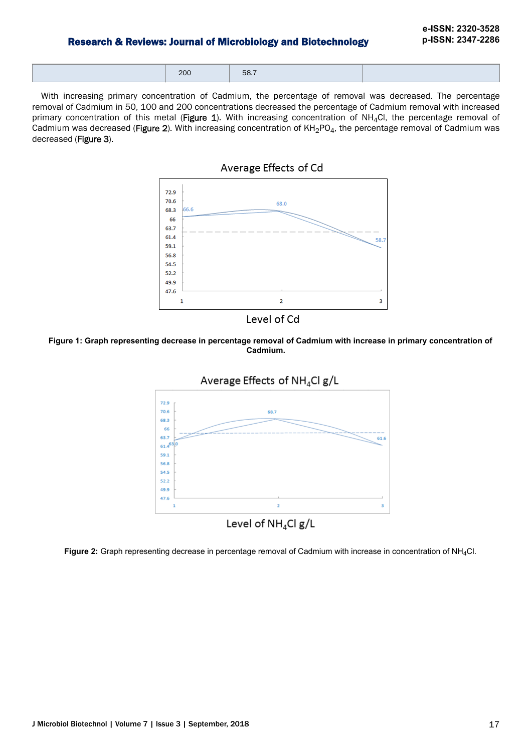| | 200 | 58.7 | |
|---|---|---|---|

With increasing primary concentration of Cadmium, the percentage of removal was decreased. The percentage removal of Cadmium in 50, 100 and 200 concentrations decreased the percentage of Cadmium removal with increased primary concentration of this metal (Figure 1). With increasing concentration of $NH_4Cl$, the percentage removal of Cadmium was decreased (Figure 2). With increasing concentration of $KH_2PO_4$, the percentage removal of Cadmium was decreased (Figure 3).

**Figure 1: Graph representing decrease in percentage removal of Cadmium with increase in primary concentration of Cadmium.**

**Figure 2:** Graph representing decrease in percentage removal of Cadmium with increase in concentration of $NH_4Cl$.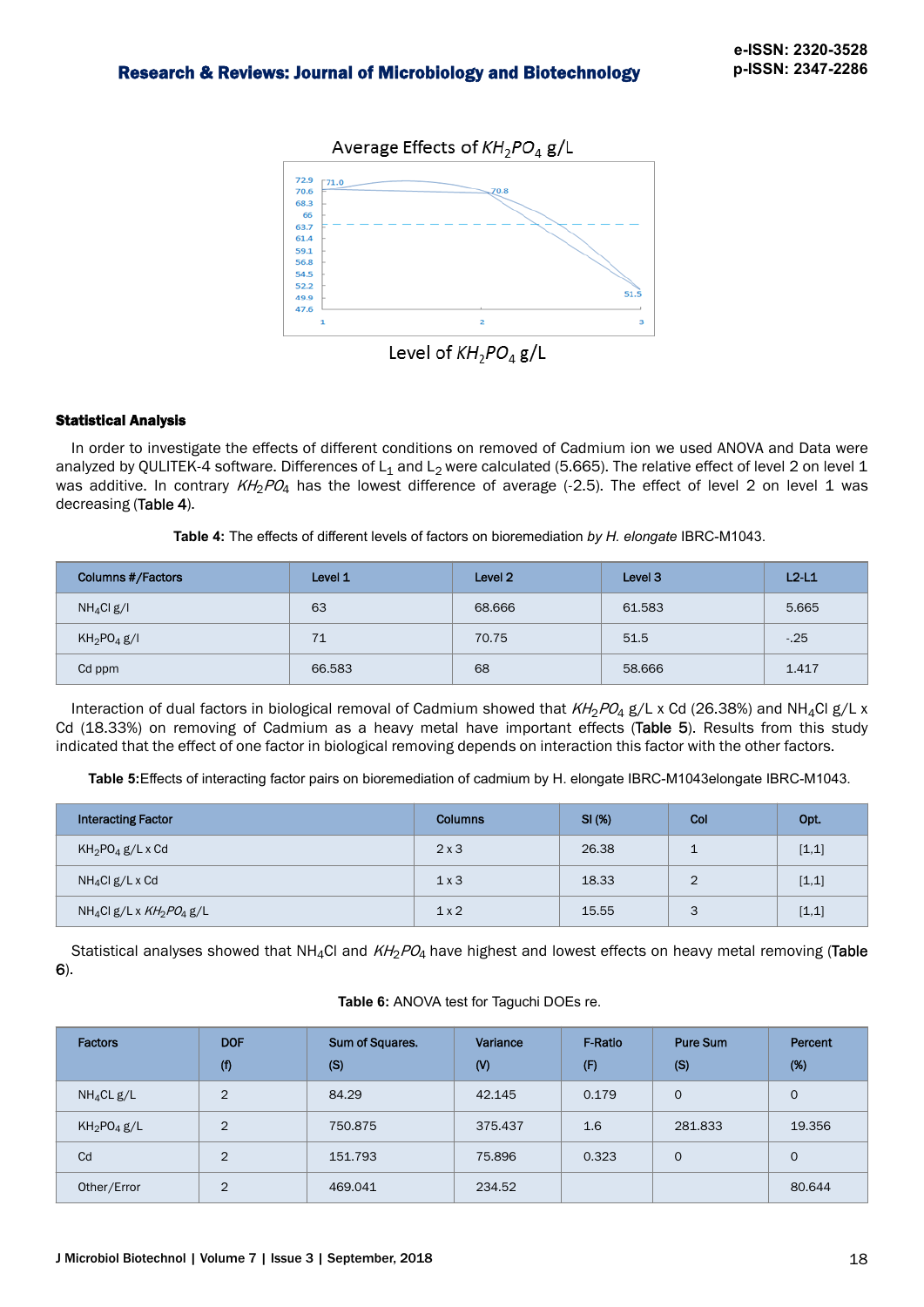Average Effects of $KH_2PO_4$ g/L

Level of $KH_2PO_4$ g/L

### Statistical Analysis

In order to investigate the effects of different conditions on removed of Cadmium ion we used ANOVA and Data were analyzed by QULITEK-4 software. Differences of $L_1$ and $L_2$ were calculated (5.665). The relative effect of level 2 on level 1 was additive. In contrary $KH_2PO_4$ has the lowest difference of average (-2.5). The effect of level 2 on level 1 was decreasing (Table 4).

**Table 4:** The effects of different levels of factors on bioremediation *by H. elongate* IBRC-M1043.

| Columns #/Factors | Level 1 | Level 2 | Level 3 | L2-L1 |
|---|---|---|---|---|
| $NH_4Cl$ g/l | 63 | 68.666 | 61.583 | 5.665 |
| $KH_2PO_4$ g/l | 71 | 70.75 | 51.5 | -.25 |
| Cd ppm | 66.583 | 68 | 58.666 | 1.417 |

Interaction of dual factors in biological removal of Cadmium showed that $KH_2PO_4$ g/L x Cd (26.38%) and $NH_4Cl$ g/L x Cd (18.33%) on removing of Cadmium as a heavy metal have important effects (Table 5). Results from this study indicated that the effect of one factor in biological removing depends on interaction this factor with the other factors.

**Table 5:** Effects of interacting factor pairs on bioremediation of cadmium by H. elongate IBRC-M1043elongate IBRC-M1043.

| Interacting Factor | Columns | SI (%) | Col | Opt. |
|---|---|---|---|---|
| $KH_2PO_4$ g/L x Cd | 2 x 3 | 26.38 | 1 | [1,1] |
| $NH_4Cl$ g/L x Cd | 1 x 3 | 18.33 | 2 | [1,1] |
| $NH_4Cl$ g/L x $KH_2PO_4$ g/L | 1 x 2 | 15.55 | 3 | [1,1] |

Statistical analyses showed that $NH_4Cl$ and $KH_2PO_4$ have highest and lowest effects on heavy metal removing (Table 6).

**Table 6:** ANOVA test for Taguchi DOEs re.

| Factors | DOF (f) | Sum of Squares. (S) | Variance (V) | F-Ratio (F) | Pure Sum (S) | Percent (%) |
|---|---|---|---|---|---|---|
| $NH_4CL$ g/L | 2 | 84.29 | 42.145 | 0.179 | 0 | 0 |
| $KH_2PO_4$ g/L | 2 | 750.875 | 375.437 | 1.6 | 281.833 | 19.356 |
| Cd | 2 | 151.793 | 75.896 | 0.323 | 0 | 0 |
| Other/Error | 2 | 469.041 | 234.52 | | | 80.644 |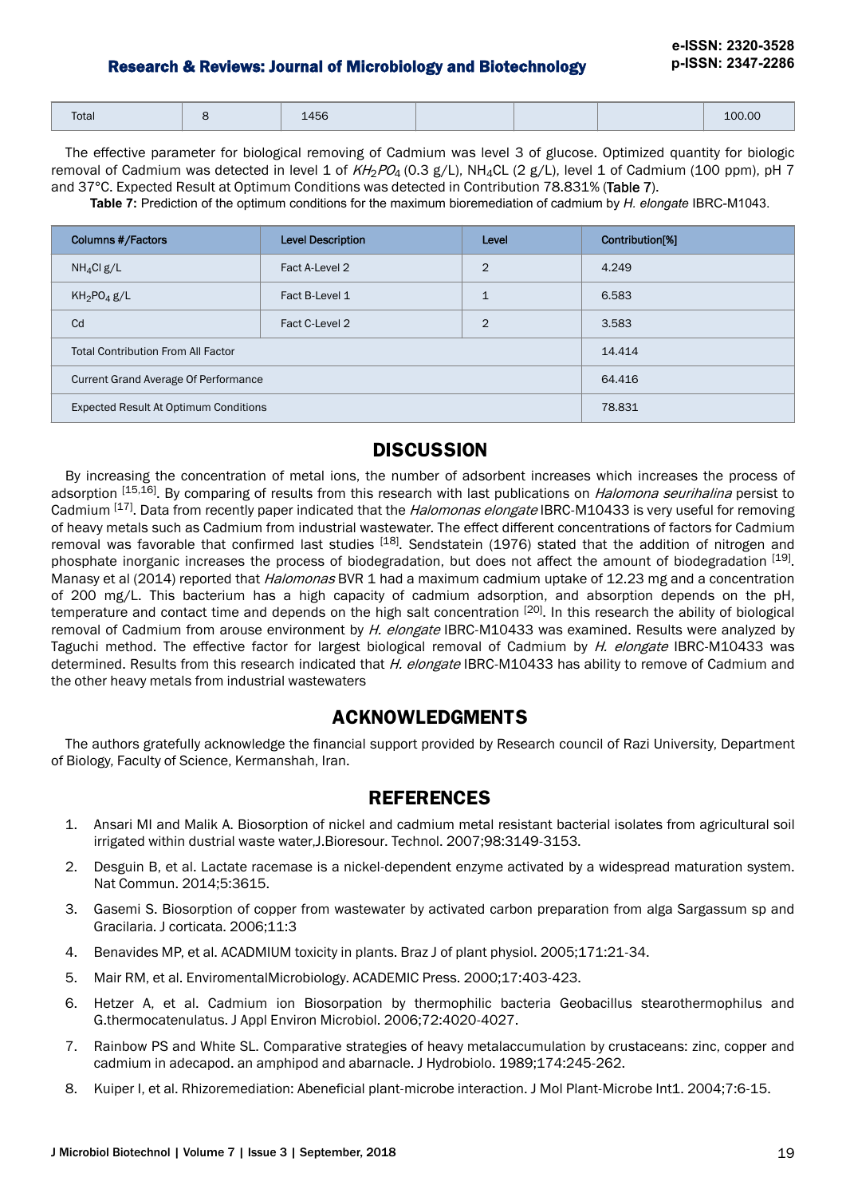| Total | 8 | 1456 | | | | 100.00 |
|---|---|---|---|---|---|---|

The effective parameter for biological removing of Cadmium was level 3 of glucose. Optimized quantity for biologic removal of Cadmium was detected in level 1 of $KH_2PO_4$ (0.3 g/L), $NH_4CL$ (2 g/L), level 1 of Cadmium (100 ppm), pH 7 and 37°C. Expected Result at Optimum Conditions was detected in Contribution 78.831% (Table 7).

**Table 7:** Prediction of the optimum conditions for the maximum bioremediation of cadmium by *H. elongate* IBRC-M1043.

| Columns #/Factors | Level Description | Level | Contribution[%] |
|---|---|---|---|
| $NH_4Cl$ g/L | Fact A-Level 2 | 2 | 4.249 |
| $KH_2PO_4$ g/L | Fact B-Level 1 | 1 | 6.583 |
| Cd | Fact C-Level 2 | 2 | 3.583 |
| Total Contribution From All Factor | | | 14.414 |
| Current Grand Average Of Performance | | | 64.416 |
| Expected Result At Optimum Conditions | | | 78.831 |

## DISCUSSION

By increasing the concentration of metal ions, the number of adsorbent increases which increases the process of adsorption [15,16]. By comparing of results from this research with last publications on *Halomona seurihalina* persist to Cadmium [17]. Data from recently paper indicated that the *Halomonas elongate* IBRC-M10433 is very useful for removing of heavy metals such as Cadmium from industrial wastewater. The effect different concentrations of factors for Cadmium removal was favorable that confirmed last studies [18]. Sendstatein (1976) stated that the addition of nitrogen and phosphate inorganic increases the process of biodegradation, but does not affect the amount of biodegradation [19]. Manasy et al (2014) reported that *Halomonas* BVR 1 had a maximum cadmium uptake of 12.23 mg and a concentration of 200 mg/L. This bacterium has a high capacity of cadmium adsorption, and absorption depends on the pH, temperature and contact time and depends on the high salt concentration [20]. In this research the ability of biological removal of Cadmium from arouse environment by *H. elongate* IBRC-M10433 was examined. Results were analyzed by Taguchi method. The effective factor for largest biological removal of Cadmium by *H. elongate* IBRC-M10433 was determined. Results from this research indicated that *H. elongate* IBRC-M10433 has ability to remove of Cadmium and the other heavy metals from industrial wastewaters

## ACKNOWLEDGMENTS

The authors gratefully acknowledge the financial support provided by Research council of Razi University, Department of Biology, Faculty of Science, Kermanshah, Iran.

## REFERENCES

1. Ansari MI and Malik A. Biosorption of nickel and cadmium metal resistant bacterial isolates from agricultural soil irrigated within dustrial waste water,J.Bioresour. Technol. 2007;98:3149-3153.
2. Desguin B, et al. Lactate racemase is a nickel-dependent enzyme activated by a widespread maturation system. Nat Commun. 2014;5:3615.
3. Gasemi S. Biosorption of copper from wastewater by activated carbon preparation from alga Sargassum sp and Gracilaria. J corticata. 2006;11:3
4. Benavides MP, et al. ACADMIUM toxicity in plants. Braz J of plant physiol. 2005;171:21-34.
5. Mair RM, et al. EnviromentalMicrobiology. ACADEMIC Press. 2000;17:403-423.
6. Hetzer A, et al. Cadmium ion Biosorpation by thermophilic bacteria Geobacillus stearothermophilus and G.thermocatenulatus. J Appl Environ Microbiol. 2006;72:4020-4027.
7. Rainbow PS and White SL. Comparative strategies of heavy metalaccumulation by crustaceans: zinc, copper and cadmium in adecapod. an amphipod and abarnacle. J Hydrobiolo. 1989;174:245-262.
8. Kuiper I, et al. Rhizoremediation: Abeneficial plant-microbe interaction. J Mol Plant-Microbe Int1. 2004;7:6-15.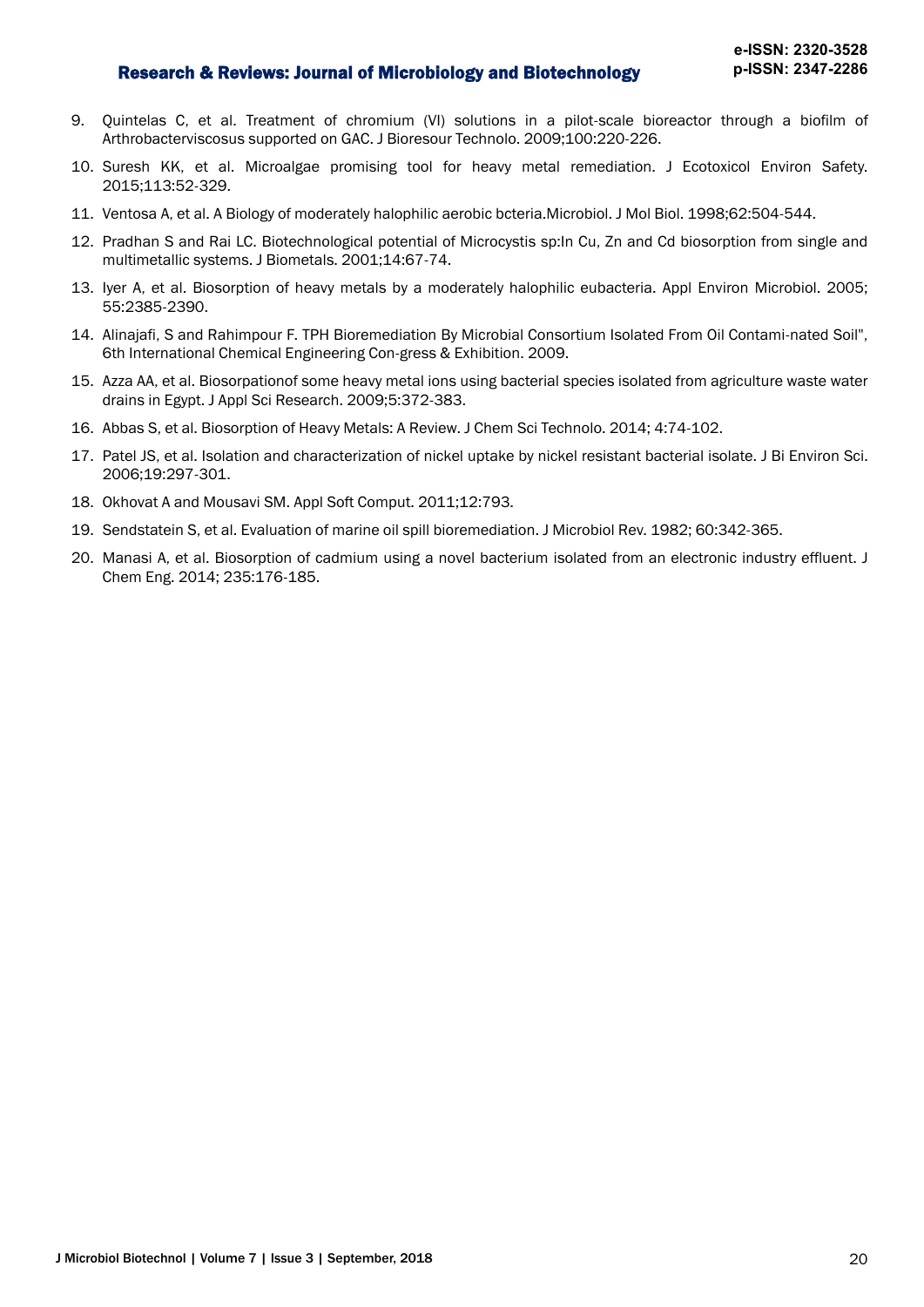9. Quintelas C, et al. Treatment of chromium (VI) solutions in a pilot-scale bioreactor through a biofilm of Arthrobacterviscosus supported on GAC. J Bioresour Technolo. 2009;100:220-226.
10. Suresh KK, et al. Microalgae promising tool for heavy metal remediation. J Ecotoxicol Environ Safety. 2015;113:52-329.
11. Ventosa A, et al. A Biology of moderately halophilic aerobic bcteria.Microbiol. J Mol Biol. 1998;62:504-544.
12. Pradhan S and Rai LC. Biotechnological potential of Microcystis sp:In Cu, Zn and Cd biosorption from single and multimetallic systems. J Biometals. 2001;14:67-74.
13. Iyer A, et al. Biosorption of heavy metals by a moderately halophilic eubacteria. Appl Environ Microbiol. 2005; 55:2385-2390.
14. Alinajafi, S and Rahimpour F. TPH Bioremediation By Microbial Consortium Isolated From Oil Contami-nated Soil", 6th International Chemical Engineering Con-gress & Exhibition. 2009.
15. Azza AA, et al. Biosorpationof some heavy metal ions using bacterial species isolated from agriculture waste water drains in Egypt. J Appl Sci Research. 2009;5:372-383.
16. Abbas S, et al. Biosorption of Heavy Metals: A Review. J Chem Sci Technolo. 2014; 4:74-102.
17. Patel JS, et al. Isolation and characterization of nickel uptake by nickel resistant bacterial isolate. J Bi Environ Sci. 2006;19:297-301.
18. Okhovat A and Mousavi SM. Appl Soft Comput. 2011;12:793.
19. Sendstatein S, et al. Evaluation of marine oil spill bioremediation. J Microbiol Rev. 1982; 60:342-365.
20. Manasi A, et al. Biosorption of cadmium using a novel bacterium isolated from an electronic industry effluent. J Chem Eng. 2014; 235:176-185.